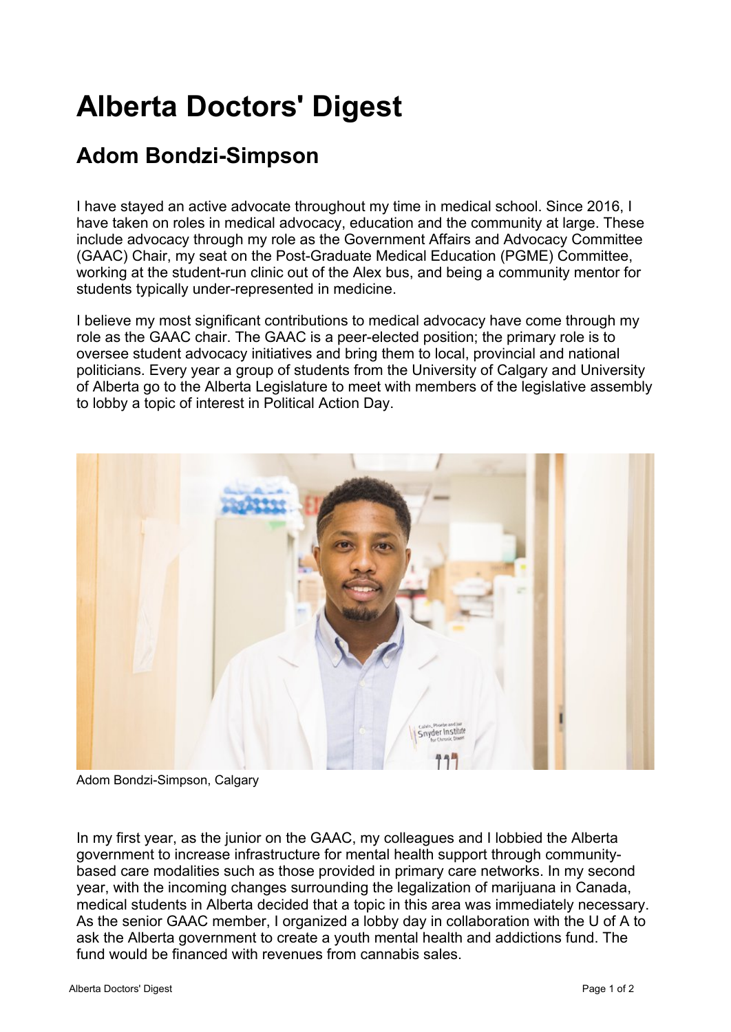# Alberta Doctors' Digest

## Adom Bondzi-Simpson

I have stayed an active advocate throughout my time in medical school. Since 2016, I have taken on roles in medical advocacy, education and the community at large. These include advocacy through my role as the Government Affairs and Advocacy Committee (GAAC) Chair, my seat on the Post-Graduate Medical Education (PGME) Committee, working at the student-run clinic out of the Alex bus, and being a community mentor for students typically under-represented in medicine.

I believe my most significant contributions to medical advocacy have come through my role as the GAAC chair. The GAAC is a peer-elected position; the primary role is to oversee student advocacy initiatives and bring them to local, provincial and national politicians. Every year a group of students from the University of Calgary and University of Alberta go to the Alberta Legislature to meet with members of the legislative assembly to lobby a topic of interest in Political Action Day.

Adom Bondzi-Simpson, Calgary

In my first year, as the junior on the GAAC, my colleagues and I lobbied the Alberta government to increase infrastructure for mental health support through community-based care modalities such as those provided in primary care networks. In my second year, with the incoming changes surrounding the legalization of marijuana in Canada, medical students in Alberta decided that a topic in this area was immediately necessary. As the senior GAAC member, I organized a lobby day in collaboration with the U of A to ask the Alberta government to create a youth mental health and addictions fund. The fund would be financed with revenues from cannabis sales.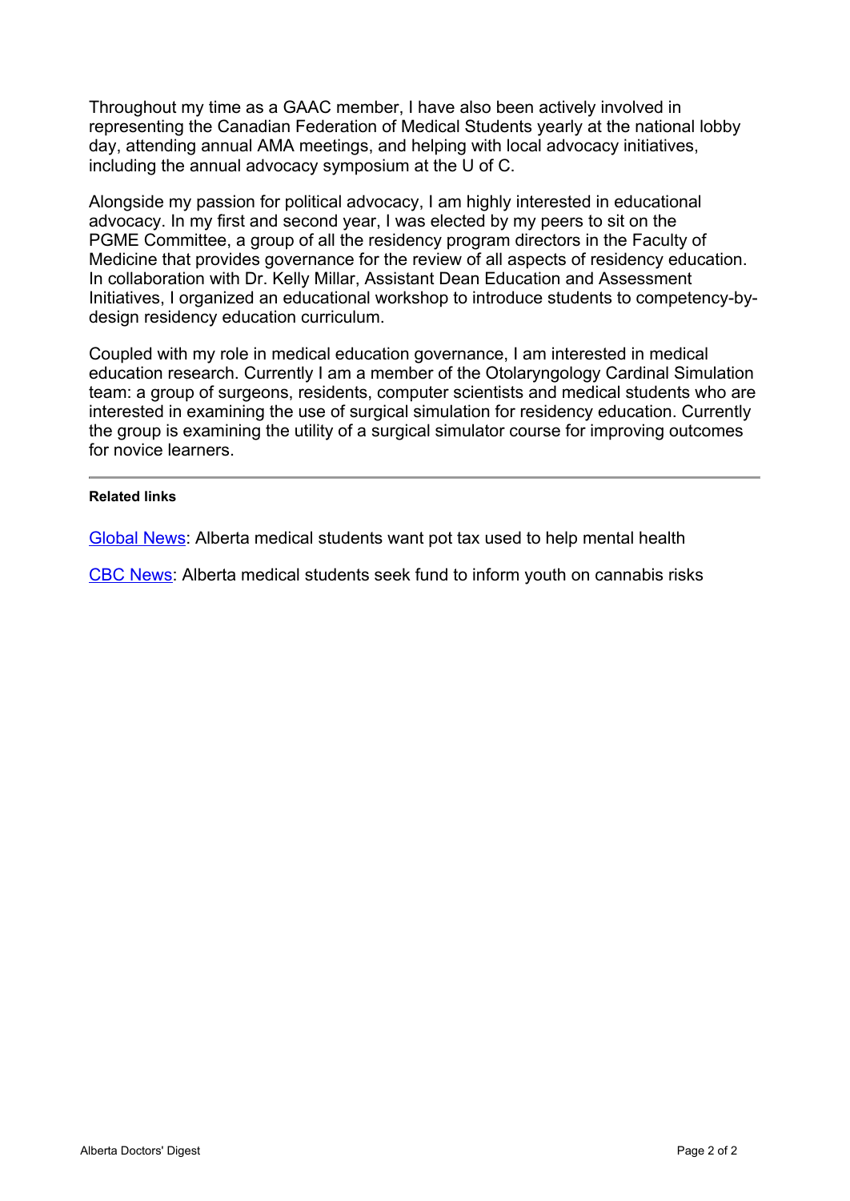Throughout my time as a GAAC member, I have also been actively involved in representing the Canadian Federation of Medical Students yearly at the national lobby day, attending annual AMA meetings, and helping with local advocacy initiatives, including the annual advocacy symposium at the U of C.

Alongside my passion for political advocacy, I am highly interested in educational advocacy. In my first and second year, I was elected by my peers to sit on the PGME Committee, a group of all the residency program directors in the Faculty of Medicine that provides governance for the review of all aspects of residency education. In collaboration with Dr. Kelly Millar, Assistant Dean Education and Assessment Initiatives, I organized an educational workshop to introduce students to competency-by-design residency education curriculum.

Coupled with my role in medical education governance, I am interested in medical education research. Currently I am a member of the Otolaryngology Cardinal Simulation team: a group of surgeons, residents, computer scientists and medical students who are interested in examining the use of surgical simulation for residency education. Currently the group is examining the utility of a surgical simulator course for improving outcomes for novice learners.

---

**Related links**

Global News: Alberta medical students want pot tax used to help mental health

CBC News: Alberta medical students seek fund to inform youth on cannabis risks